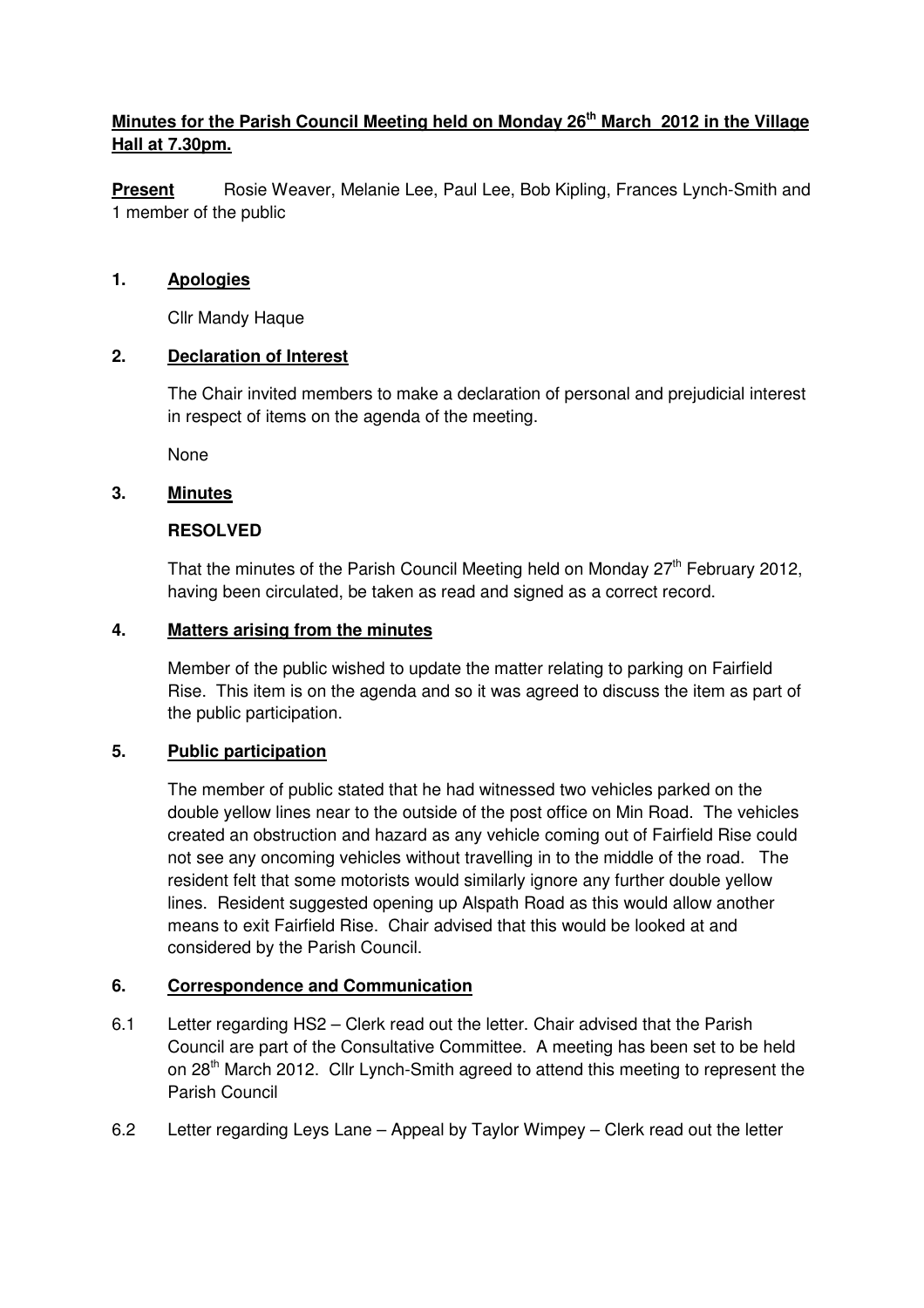# Minutes for the Parish Council Meeting held on Monday 26th March 2012 in the Village Hall at 7.30pm.

**Present** Rosie Weaver, Melanie Lee, Paul Lee, Bob Kipling, Frances Lynch-Smith and 1 member of the public

## 1. Apologies

Cllr Mandy Haque

## 2. Declaration of Interest

The Chair invited members to make a declaration of personal and prejudicial interest in respect of items on the agenda of the meeting.

None

## 3. Minutes

**RESOLVED**

That the minutes of the Parish Council Meeting held on Monday 27th February 2012, having been circulated, be taken as read and signed as a correct record.

## 4. Matters arising from the minutes

Member of the public wished to update the matter relating to parking on Fairfield Rise. This item is on the agenda and so it was agreed to discuss the item as part of the public participation.

## 5. Public participation

The member of public stated that he had witnessed two vehicles parked on the double yellow lines near to the outside of the post office on Min Road. The vehicles created an obstruction and hazard as any vehicle coming out of Fairfield Rise could not see any oncoming vehicles without travelling in to the middle of the road. The resident felt that some motorists would similarly ignore any further double yellow lines. Resident suggested opening up Alspath Road as this would allow another means to exit Fairfield Rise. Chair advised that this would be looked at and considered by the Parish Council.

## 6. Correspondence and Communication

6.1 Letter regarding HS2 – Clerk read out the letter. Chair advised that the Parish Council are part of the Consultative Committee. A meeting has been set to be held on 28th March 2012. Cllr Lynch-Smith agreed to attend this meeting to represent the Parish Council

6.2 Letter regarding Leys Lane – Appeal by Taylor Wimpey – Clerk read out the letter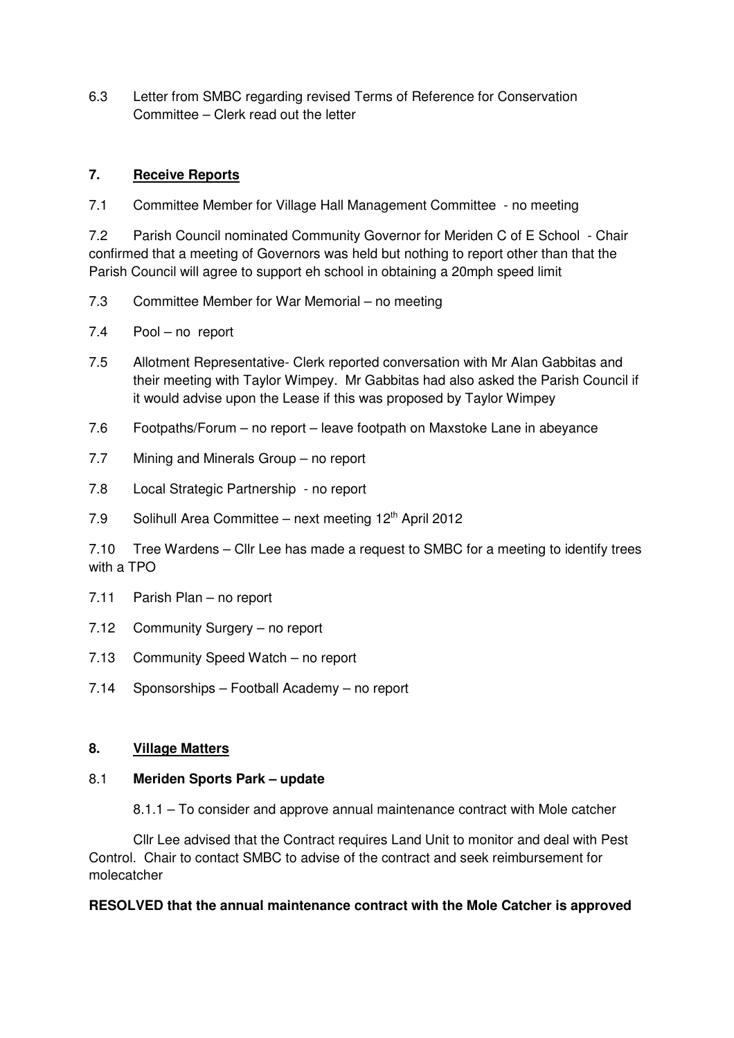6.3 Letter from SMBC regarding revised Terms of Reference for Conservation Committee – Clerk read out the letter

## 7. Receive Reports

7.1 Committee Member for Village Hall Management Committee - no meeting

7.2 Parish Council nominated Community Governor for Meriden C of E School - Chair confirmed that a meeting of Governors was held but nothing to report other than that the Parish Council will agree to support eh school in obtaining a 20mph speed limit

7.3 Committee Member for War Memorial – no meeting

7.4 Pool – no report

7.5 Allotment Representative- Clerk reported conversation with Mr Alan Gabbitas and their meeting with Taylor Wimpey. Mr Gabbitas had also asked the Parish Council if it would advise upon the Lease if this was proposed by Taylor Wimpey

7.6 Footpaths/Forum – no report – leave footpath on Maxstoke Lane in abeyance

7.7 Mining and Minerals Group – no report

7.8 Local Strategic Partnership - no report

7.9 Solihull Area Committee – next meeting 12th April 2012

7.10 Tree Wardens – Cllr Lee has made a request to SMBC for a meeting to identify trees with a TPO

7.11 Parish Plan – no report

7.12 Community Surgery – no report

7.13 Community Speed Watch – no report

7.14 Sponsorships – Football Academy – no report

## 8. Village Matters

### 8.1 Meriden Sports Park – update

8.1.1 – To consider and approve annual maintenance contract with Mole catcher

Cllr Lee advised that the Contract requires Land Unit to monitor and deal with Pest Control. Chair to contact SMBC to advise of the contract and seek reimbursement for molecatcher

**RESOLVED that the annual maintenance contract with the Mole Catcher is approved**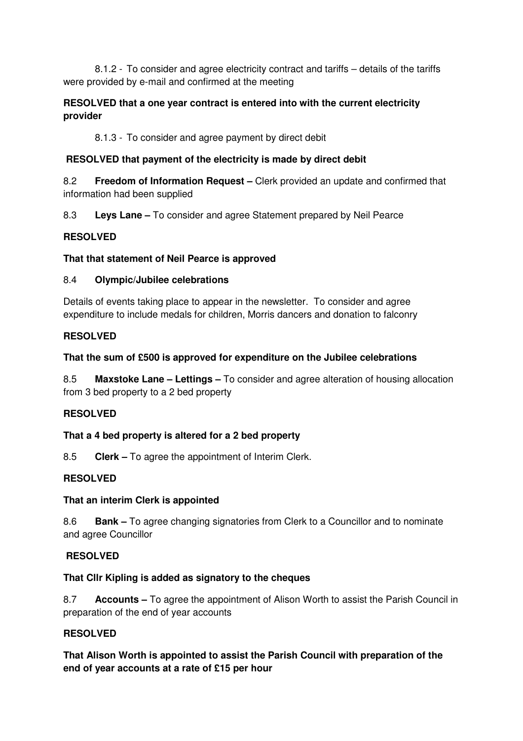8.1.2 - To consider and agree electricity contract and tariffs – details of the tariffs were provided by e-mail and confirmed at the meeting

**RESOLVED that a one year contract is entered into with the current electricity provider**

8.1.3 - To consider and agree payment by direct debit

**RESOLVED that payment of the electricity is made by direct debit**

8.2 **Freedom of Information Request –** Clerk provided an update and confirmed that information had been supplied

8.3 **Leys Lane –** To consider and agree Statement prepared by Neil Pearce

**RESOLVED**

**That that statement of Neil Pearce is approved**

8.4 **Olympic/Jubilee celebrations**

Details of events taking place to appear in the newsletter. To consider and agree expenditure to include medals for children, Morris dancers and donation to falconry

**RESOLVED**

**That the sum of £500 is approved for expenditure on the Jubilee celebrations**

8.5 **Maxstoke Lane – Lettings –** To consider and agree alteration of housing allocation from 3 bed property to a 2 bed property

**RESOLVED**

**That a 4 bed property is altered for a 2 bed property**

8.5 **Clerk –** To agree the appointment of Interim Clerk.

**RESOLVED**

**That an interim Clerk is appointed**

8.6 **Bank –** To agree changing signatories from Clerk to a Councillor and to nominate and agree Councillor

**RESOLVED**

**That Cllr Kipling is added as signatory to the cheques**

8.7 **Accounts –** To agree the appointment of Alison Worth to assist the Parish Council in preparation of the end of year accounts

**RESOLVED**

**That Alison Worth is appointed to assist the Parish Council with preparation of the end of year accounts at a rate of £15 per hour**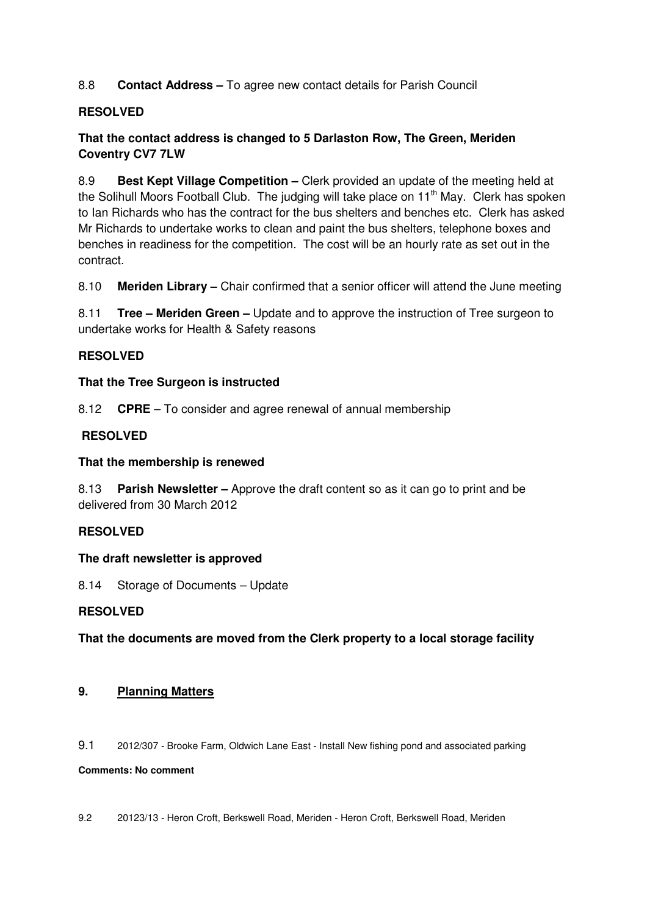8.8 **Contact Address –** To agree new contact details for Parish Council

**RESOLVED**

**That the contact address is changed to 5 Darlaston Row, The Green, Meriden Coventry CV7 7LW**

8.9 **Best Kept Village Competition –** Clerk provided an update of the meeting held at the Solihull Moors Football Club. The judging will take place on 11th May. Clerk has spoken to Ian Richards who has the contract for the bus shelters and benches etc. Clerk has asked Mr Richards to undertake works to clean and paint the bus shelters, telephone boxes and benches in readiness for the competition. The cost will be an hourly rate as set out in the contract.

8.10 **Meriden Library –** Chair confirmed that a senior officer will attend the June meeting

8.11 **Tree – Meriden Green –** Update and to approve the instruction of Tree surgeon to undertake works for Health & Safety reasons

**RESOLVED**

**That the Tree Surgeon is instructed**

8.12 **CPRE** – To consider and agree renewal of annual membership

**RESOLVED**

**That the membership is renewed**

8.13 **Parish Newsletter –** Approve the draft content so as it can go to print and be delivered from 30 March 2012

**RESOLVED**

**The draft newsletter is approved**

8.14 Storage of Documents – Update

**RESOLVED**

**That the documents are moved from the Clerk property to a local storage facility**

## 9. Planning Matters

9.1 2012/307 - Brooke Farm, Oldwich Lane East - Install New fishing pond and associated parking

**Comments: No comment**

9.2 20123/13 - Heron Croft, Berkswell Road, Meriden - Heron Croft, Berkswell Road, Meriden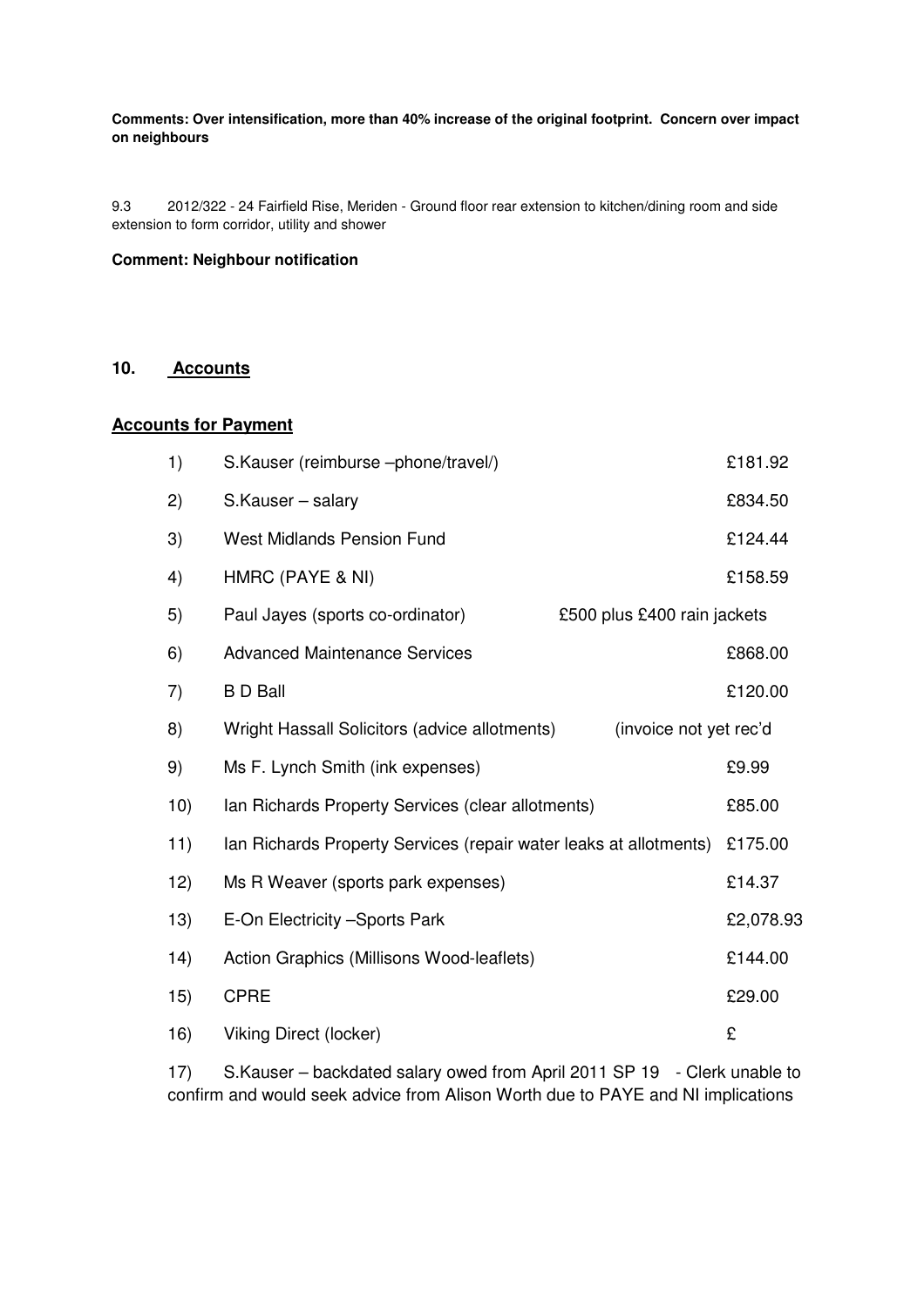**Comments: Over intensification, more than 40% increase of the original footprint. Concern over impact on neighbours**

9.3 2012/322 - 24 Fairfield Rise, Meriden - Ground floor rear extension to kitchen/dining room and side extension to form corridor, utility and shower

**Comment: Neighbour notification**

## 10. Accounts

### Accounts for Payment

| | | |
|---|---|---|
| 1) | S.Kauser (reimburse –phone/travel/) | £181.92 |
| 2) | S.Kauser – salary | £834.50 |
| 3) | West Midlands Pension Fund | £124.44 |
| 4) | HMRC (PAYE & NI) | £158.59 |
| 5) | Paul Jayes (sports co-ordinator) | £500 plus £400 rain jackets |
| 6) | Advanced Maintenance Services | £868.00 |
| 7) | B D Ball | £120.00 |
| 8) | Wright Hassall Solicitors (advice allotments) | (invoice not yet rec'd |
| 9) | Ms F. Lynch Smith (ink expenses) | £9.99 |
| 10) | Ian Richards Property Services (clear allotments) | £85.00 |
| 11) | Ian Richards Property Services (repair water leaks at allotments) | £175.00 |
| 12) | Ms R Weaver (sports park expenses) | £14.37 |
| 13) | E-On Electricity –Sports Park | £2,078.93 |
| 14) | Action Graphics (Millisons Wood-leaflets) | £144.00 |
| 15) | CPRE | £29.00 |
| 16) | Viking Direct (locker) | £ |

17) S.Kauser – backdated salary owed from April 2011 SP 19 - Clerk unable to confirm and would seek advice from Alison Worth due to PAYE and NI implications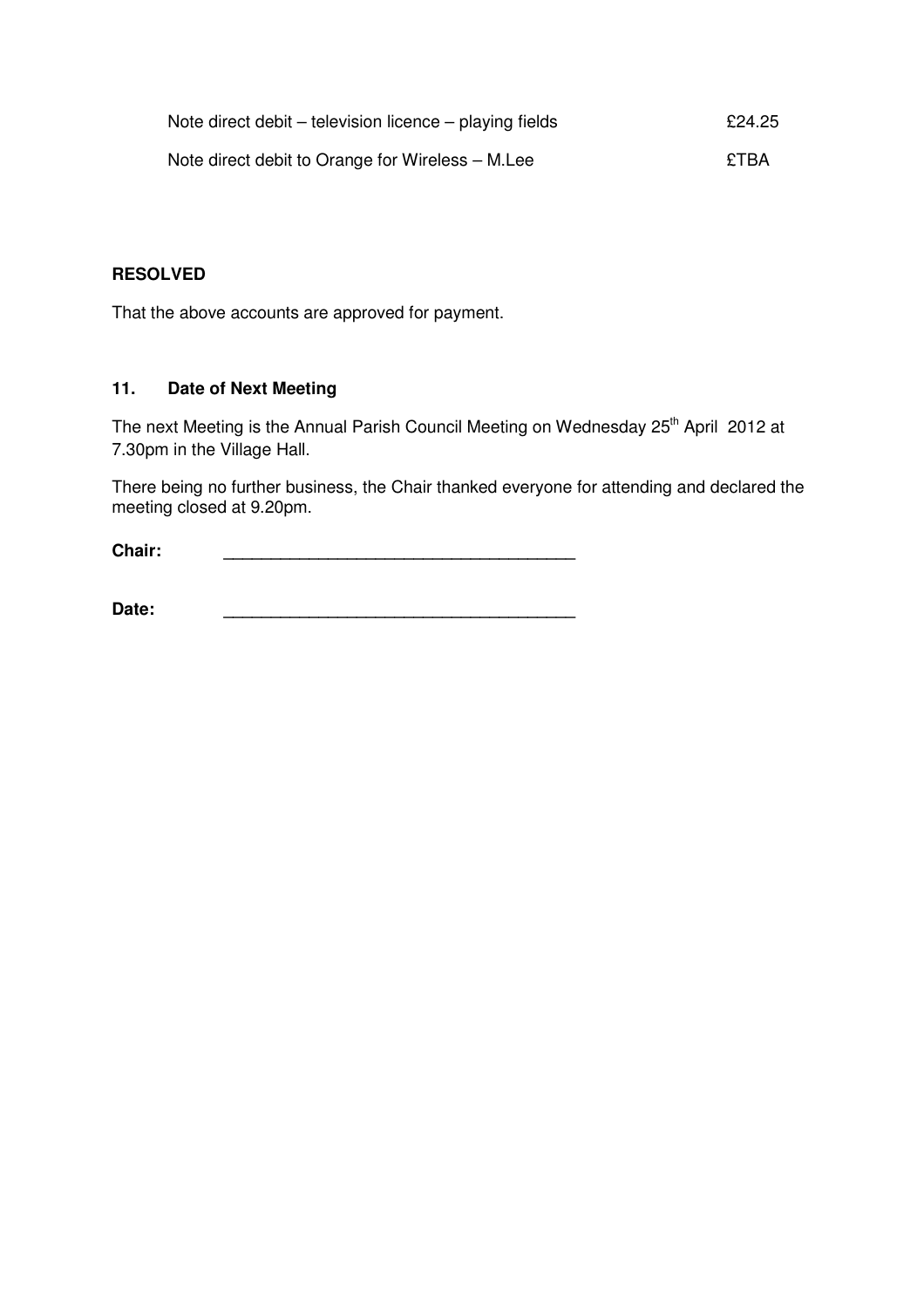| | |
|---|---|
| Note direct debit – television licence – playing fields | £24.25 |
| Note direct debit to Orange for Wireless – M.Lee | £TBA |

**RESOLVED**

That the above accounts are approved for payment.

### 11. Date of Next Meeting

The next Meeting is the Annual Parish Council Meeting on Wednesday 25th April 2012 at 7.30pm in the Village Hall.

There being no further business, the Chair thanked everyone for attending and declared the meeting closed at 9.20pm.

**Chair:** ______________________________________

**Date:** ______________________________________